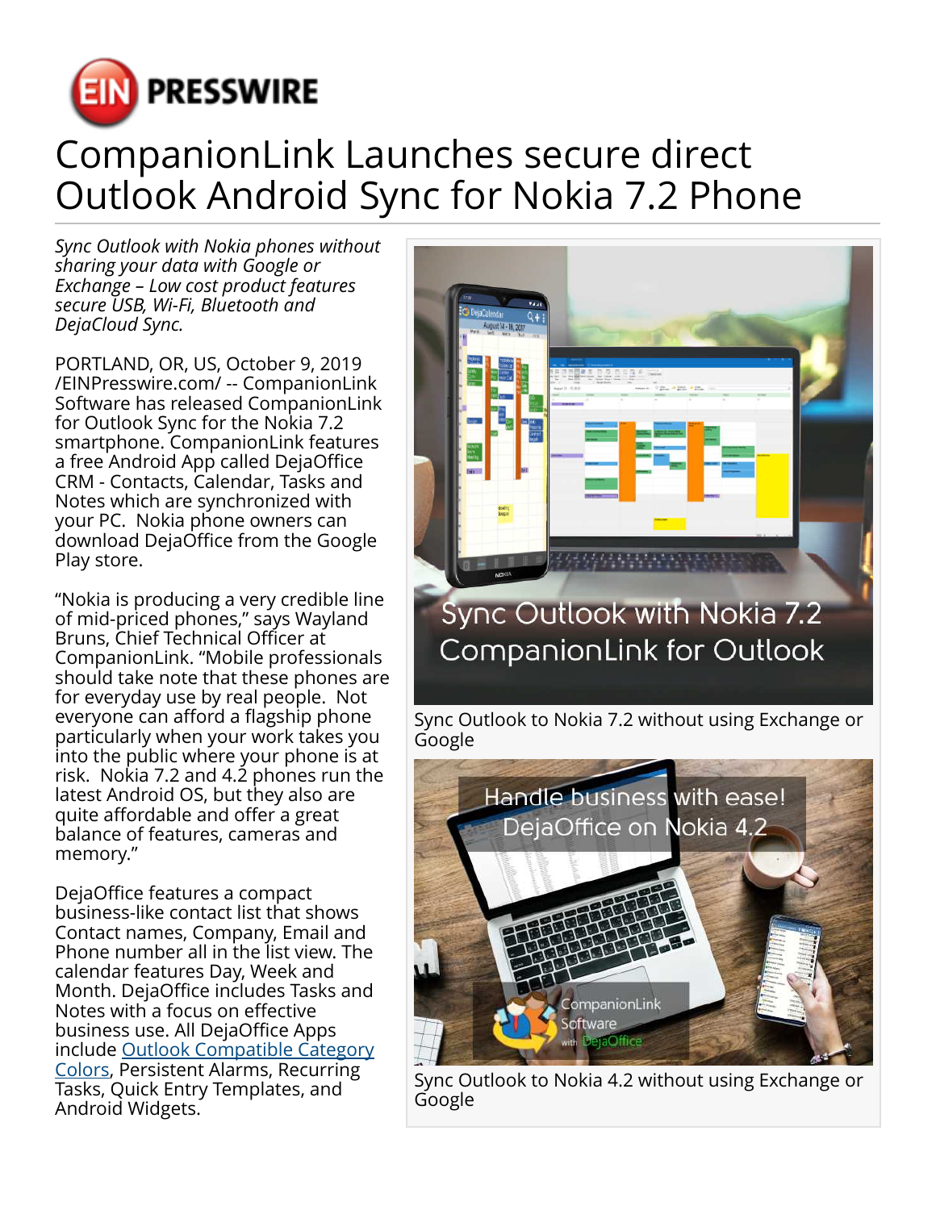# CompanionLink Launches secure direct Outlook Android Sync for Nokia 7.2 Phone

*Sync Outlook with Nokia phones without sharing your data with Google or Exchange – Low cost product features secure USB, Wi-Fi, Bluetooth and DejaCloud Sync.*

PORTLAND, OR, US, October 9, 2019 /EINPresswire.com/ -- CompanionLink Software has released CompanionLink for Outlook Sync for the Nokia 7.2 smartphone. CompanionLink features a free Android App called DejaOffice CRM - Contacts, Calendar, Tasks and Notes which are synchronized with your PC.  Nokia phone owners can download DejaOffice from the Google Play store.

“Nokia is producing a very credible line of mid-priced phones,” says Wayland Bruns, Chief Technical Officer at CompanionLink. “Mobile professionals should take note that these phones are for everyday use by real people.  Not everyone can afford a flagship phone particularly when your work takes you into the public where your phone is at risk.  Nokia 7.2 and 4.2 phones run the latest Android OS, but they also are quite affordable and offer a great balance of features, cameras and memory.”

DejaOffice features a compact business-like contact list that shows Contact names, Company, Email and Phone number all in the list view. The calendar features Day, Week and Month. DejaOffice includes Tasks and Notes with a focus on effective business use. All DejaOffice Apps include Outlook Compatible Category Colors, Persistent Alarms, Recurring Tasks, Quick Entry Templates, and Android Widgets.

Sync Outlook to Nokia 7.2 without using Exchange or Google

Sync Outlook to Nokia 4.2 without using Exchange or Google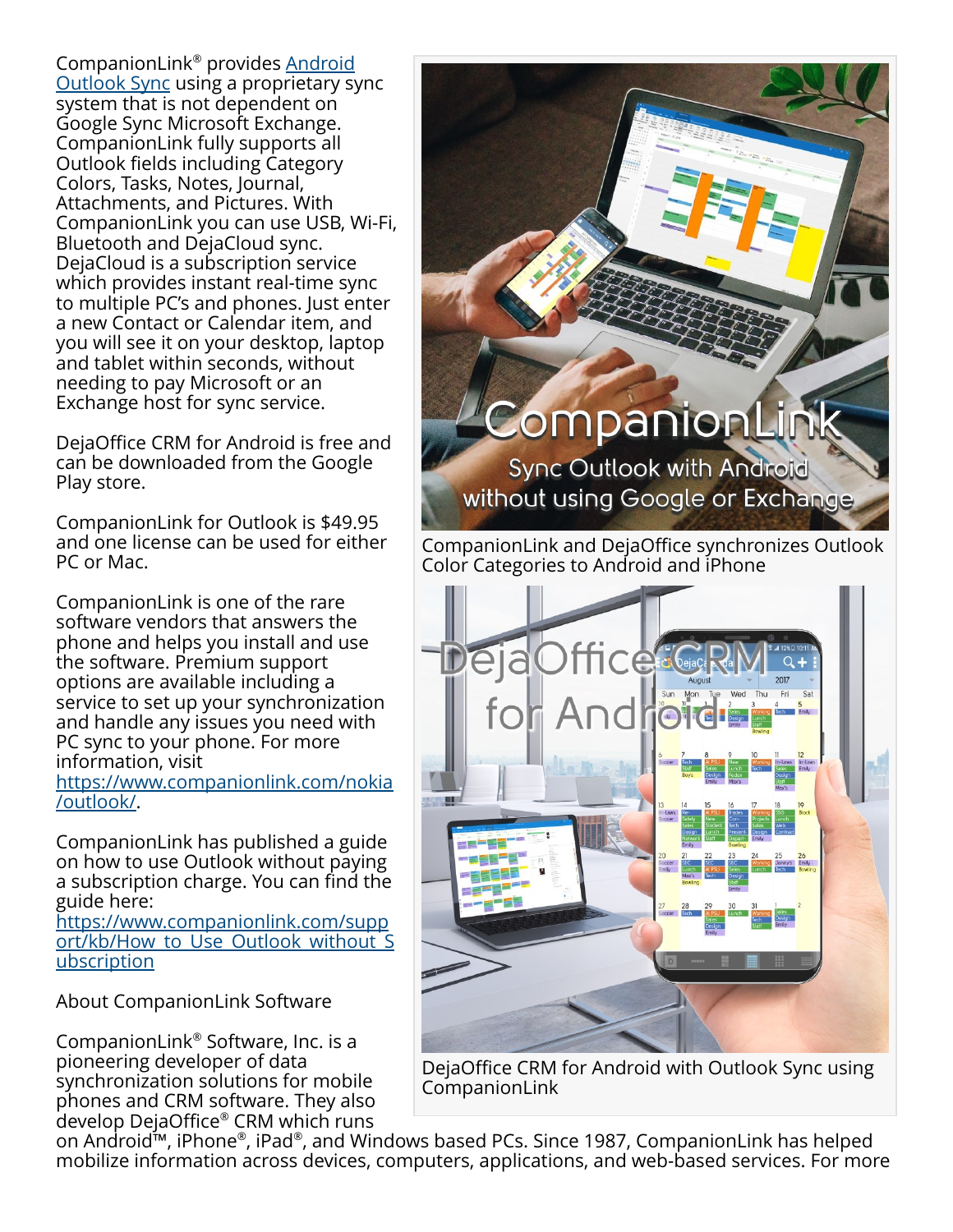CompanionLink® provides [Android Outlook Sync](#) using a proprietary sync system that is not dependent on Google Sync Microsoft Exchange. CompanionLink fully supports all Outlook fields including Category Colors, Tasks, Notes, Journal, Attachments, and Pictures. With CompanionLink you can use USB, Wi-Fi, Bluetooth and DejaCloud sync. DejaCloud is a subscription service which provides instant real-time sync to multiple PC's and phones. Just enter a new Contact or Calendar item, and you will see it on your desktop, laptop and tablet within seconds, without needing to pay Microsoft or an Exchange host for sync service.

DejaOffice CRM for Android is free and can be downloaded from the Google Play store.

CompanionLink for Outlook is $49.95 and one license can be used for either PC or Mac.

CompanionLink is one of the rare software vendors that answers the phone and helps you install and use the software. Premium support options are available including a service to set up your synchronization and handle any issues you need with PC sync to your phone. For more information, visit https://www.companionlink.com/nokia/outlook/.

CompanionLink has published a guide on how to use Outlook without paying a subscription charge. You can find the guide here: https://www.companionlink.com/support/kb/How_to_Use_Outlook_without_Subscription

CompanionLink and DejaOffice synchronizes Outlook Color Categories to Android and iPhone

DejaOffice CRM for Android with Outlook Sync using CompanionLink

About CompanionLink Software

CompanionLink® Software, Inc. is a pioneering developer of data synchronization solutions for mobile phones and CRM software. They also develop DejaOffice® CRM which runs on Android™, iPhone®, iPad®, and Windows based PCs. Since 1987, CompanionLink has helped mobilize information across devices, computers, applications, and web-based services. For more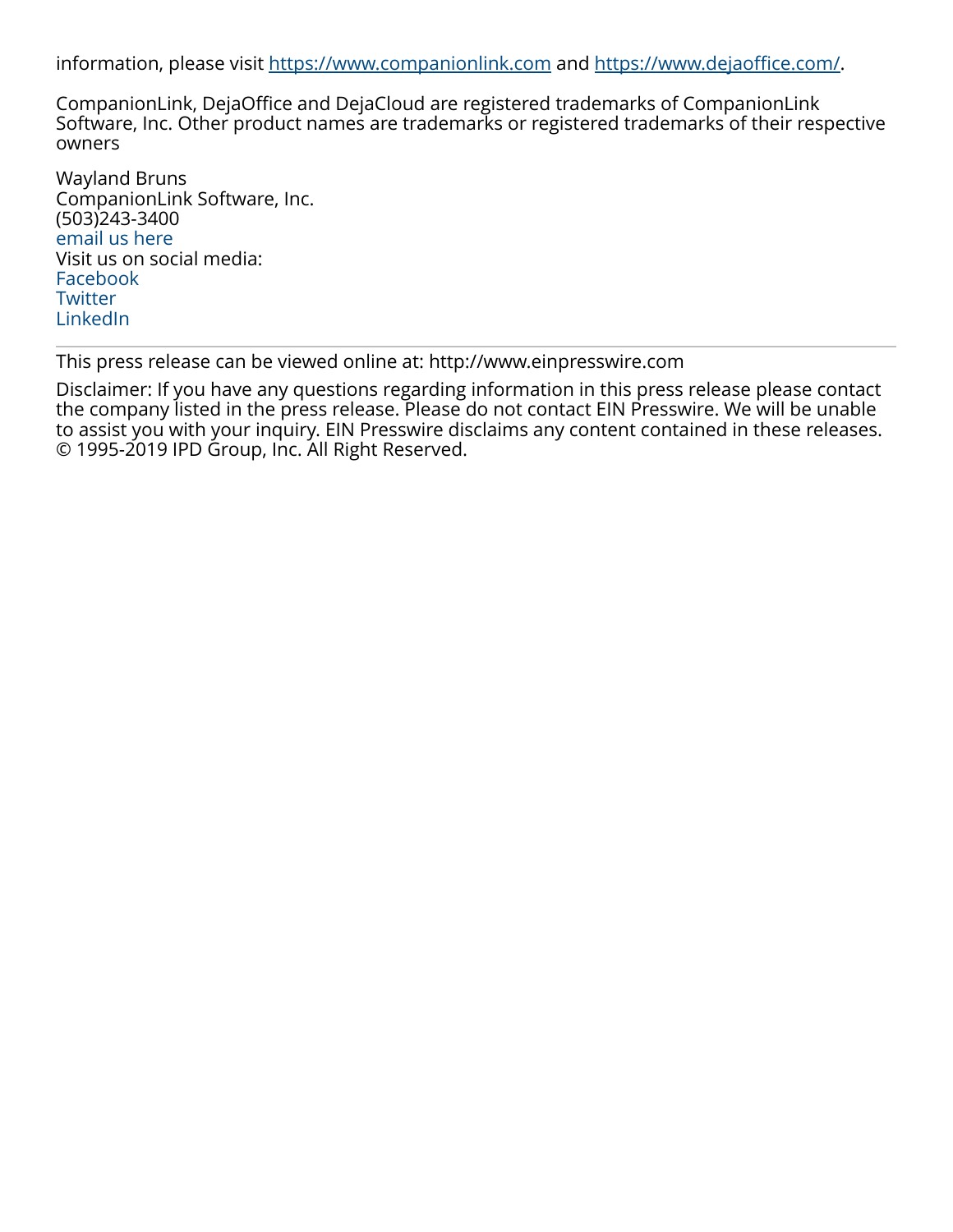information, please visit https://www.companionlink.com and https://www.dejaoffice.com/.

CompanionLink, DejaOffice and DejaCloud are registered trademarks of CompanionLink Software, Inc. Other product names are trademarks or registered trademarks of their respective owners

Wayland Bruns
CompanionLink Software, Inc.
(503)243-3400
email us here
Visit us on social media:
Facebook
Twitter
LinkedIn

---

This press release can be viewed online at: http://www.einpresswire.com

Disclaimer: If you have any questions regarding information in this press release please contact the company listed in the press release. Please do not contact EIN Presswire. We will be unable to assist you with your inquiry. EIN Presswire disclaims any content contained in these releases. © 1995-2019 IPD Group, Inc. All Right Reserved.